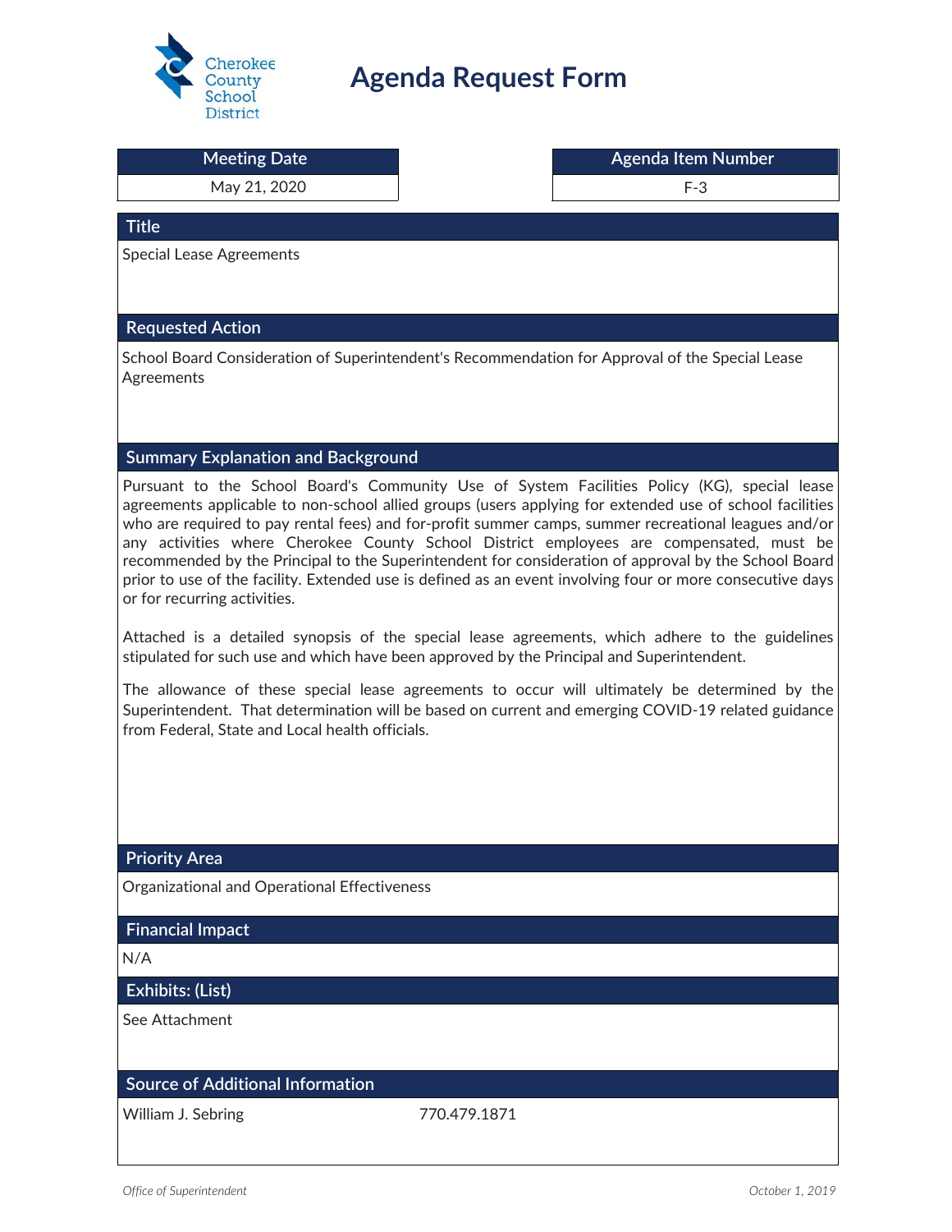Cherokee County School District

# Agenda Request Form

| Meeting Date | Agenda Item Number |
| --- | --- |
| May 21, 2020 | F-3 |

## Title

Special Lease Agreements

## Requested Action

School Board Consideration of Superintendent's Recommendation for Approval of the Special Lease Agreements

## Summary Explanation and Background

Pursuant to the School Board's Community Use of System Facilities Policy (KG), special lease agreements applicable to non-school allied groups (users applying for extended use of school facilities who are required to pay rental fees) and for-profit summer camps, summer recreational leagues and/or any activities where Cherokee County School District employees are compensated, must be recommended by the Principal to the Superintendent for consideration of approval by the School Board prior to use of the facility. Extended use is defined as an event involving four or more consecutive days or for recurring activities.

Attached is a detailed synopsis of the special lease agreements, which adhere to the guidelines stipulated for such use and which have been approved by the Principal and Superintendent.

The allowance of these special lease agreements to occur will ultimately be determined by the Superintendent. That determination will be based on current and emerging COVID-19 related guidance from Federal, State and Local health officials.

## Priority Area

Organizational and Operational Effectiveness

## Financial Impact

N/A

## Exhibits: (List)

See Attachment

## Source of Additional Information

William J. Sebring 770.479.1871

*Office of Superintendent* *October 1, 2019*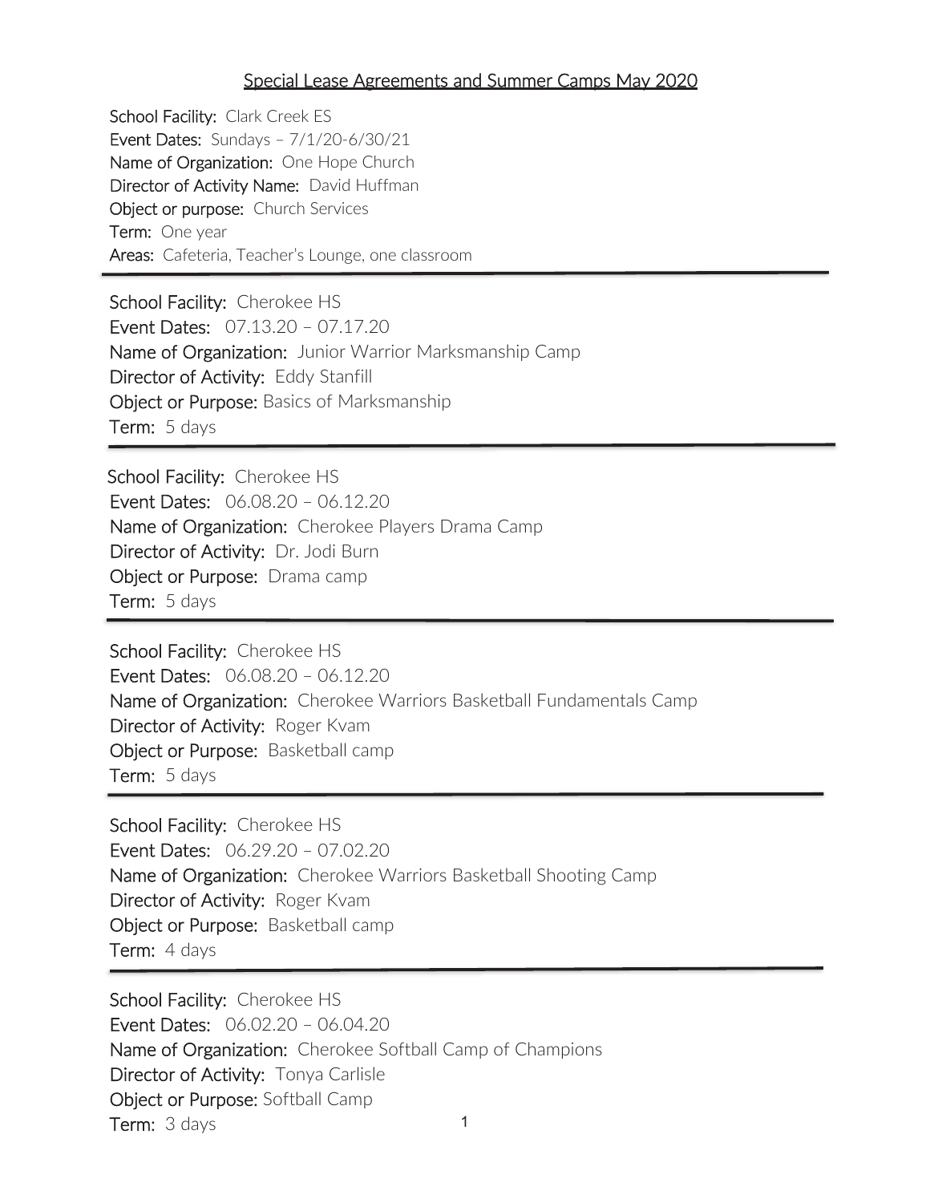Special Lease Agreements and Summer Camps May 2020

School Facility: Clark Creek ES
Event Dates: Sundays – 7/1/20-6/30/21
Name of Organization: One Hope Church
Director of Activity Name: David Huffman
Object or purpose: Church Services
Term: One year
Areas: Cafeteria, Teacher's Lounge, one classroom

---

School Facility: Cherokee HS
Event Dates: 07.13.20 – 07.17.20
Name of Organization: Junior Warrior Marksmanship Camp
Director of Activity: Eddy Stanfill
Object or Purpose: Basics of Marksmanship
Term: 5 days

---

School Facility: Cherokee HS
Event Dates: 06.08.20 – 06.12.20
Name of Organization: Cherokee Players Drama Camp
Director of Activity: Dr. Jodi Burn
Object or Purpose: Drama camp
Term: 5 days

---

School Facility: Cherokee HS
Event Dates: 06.08.20 – 06.12.20
Name of Organization: Cherokee Warriors Basketball Fundamentals Camp
Director of Activity: Roger Kvam
Object or Purpose: Basketball camp
Term: 5 days

---

School Facility: Cherokee HS
Event Dates: 06.29.20 – 07.02.20
Name of Organization: Cherokee Warriors Basketball Shooting Camp
Director of Activity: Roger Kvam
Object or Purpose: Basketball camp
Term: 4 days

---

School Facility: Cherokee HS
Event Dates: 06.02.20 – 06.04.20
Name of Organization: Cherokee Softball Camp of Champions
Director of Activity: Tonya Carlisle
Object or Purpose: Softball Camp
Term: 3 days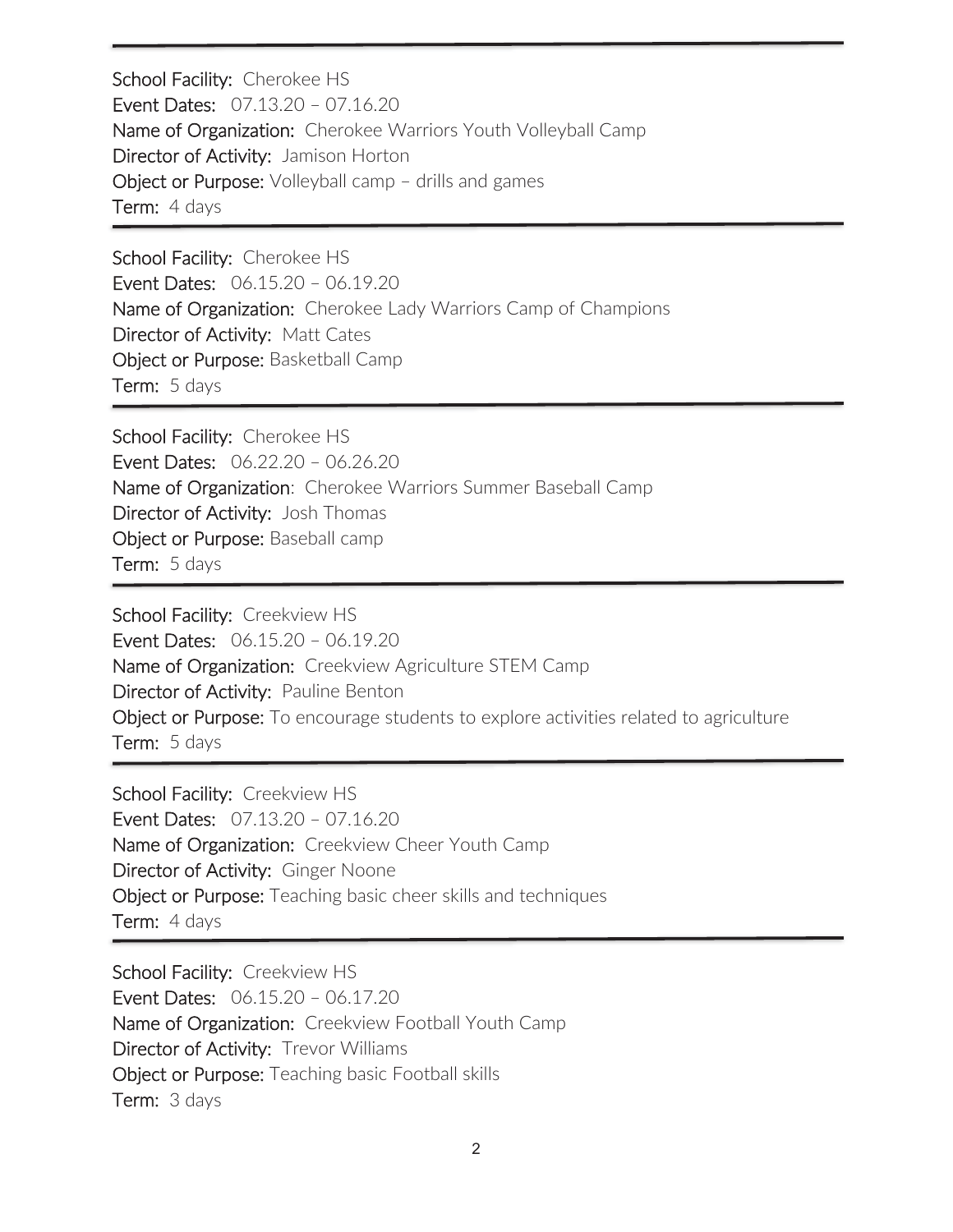---

**School Facility:** Cherokee HS
**Event Dates:** 07.13.20 – 07.16.20
**Name of Organization:** Cherokee Warriors Youth Volleyball Camp
**Director of Activity:** Jamison Horton
**Object or Purpose:** Volleyball camp – drills and games
**Term:** 4 days

---

**School Facility:** Cherokee HS
**Event Dates:** 06.15.20 – 06.19.20
**Name of Organization:** Cherokee Lady Warriors Camp of Champions
**Director of Activity:** Matt Cates
**Object or Purpose:** Basketball Camp
**Term:** 5 days

---

**School Facility:** Cherokee HS
**Event Dates:** 06.22.20 – 06.26.20
**Name of Organization:** Cherokee Warriors Summer Baseball Camp
**Director of Activity:** Josh Thomas
**Object or Purpose:** Baseball camp
**Term:** 5 days

---

**School Facility:** Creekview HS
**Event Dates:** 06.15.20 – 06.19.20
**Name of Organization:** Creekview Agriculture STEM Camp
**Director of Activity:** Pauline Benton
**Object or Purpose:** To encourage students to explore activities related to agriculture
**Term:** 5 days

---

**School Facility:** Creekview HS
**Event Dates:** 07.13.20 – 07.16.20
**Name of Organization:** Creekview Cheer Youth Camp
**Director of Activity:** Ginger Noone
**Object or Purpose:** Teaching basic cheer skills and techniques
**Term:** 4 days

---

**School Facility:** Creekview HS
**Event Dates:** 06.15.20 – 06.17.20
**Name of Organization:** Creekview Football Youth Camp
**Director of Activity:** Trevor Williams
**Object or Purpose:** Teaching basic Football skills
**Term:** 3 days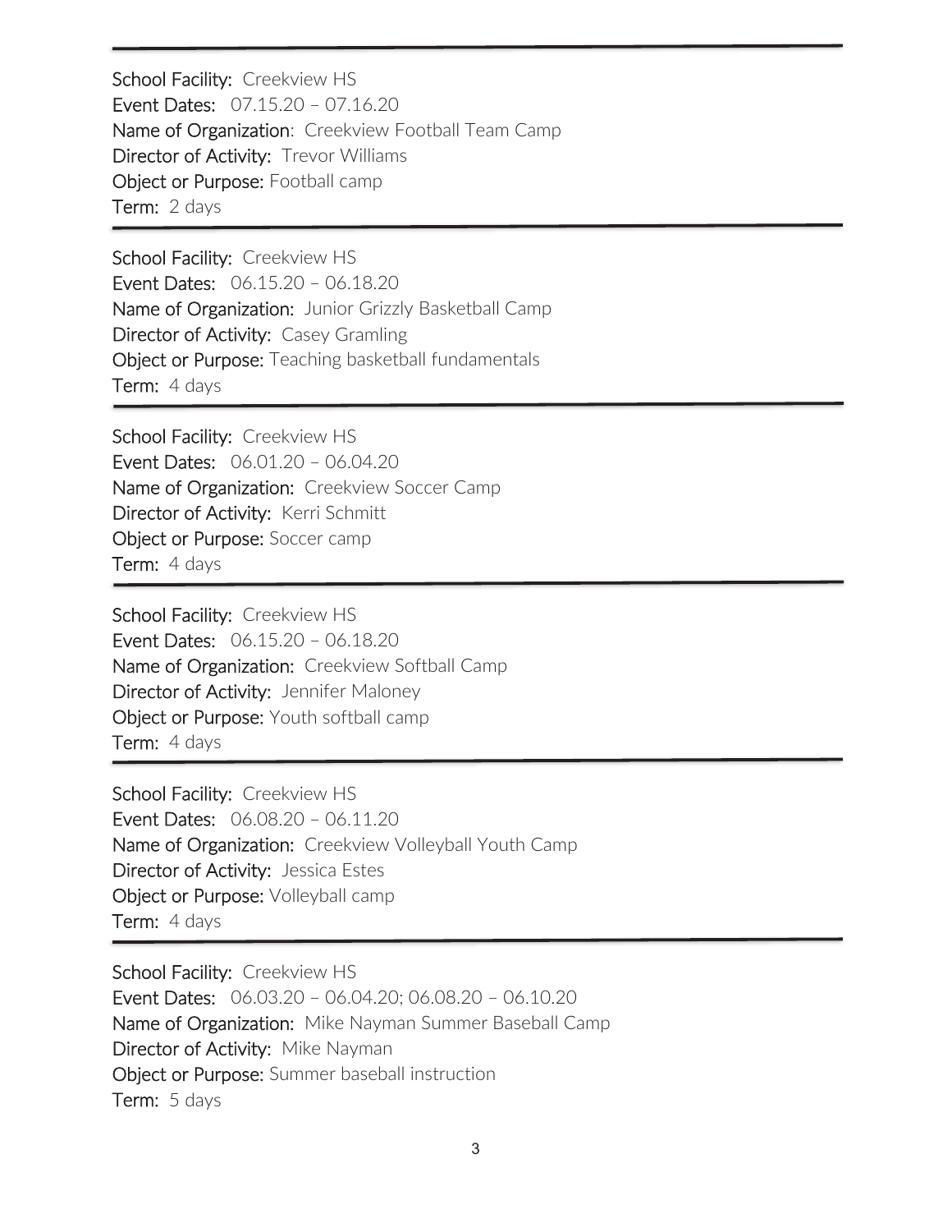---

School Facility: Creekview HS
Event Dates: 07.15.20 – 07.16.20
Name of Organization: Creekview Football Team Camp
Director of Activity: Trevor Williams
Object or Purpose: Football camp
Term: 2 days

---

School Facility: Creekview HS
Event Dates: 06.15.20 – 06.18.20
Name of Organization: Junior Grizzly Basketball Camp
Director of Activity: Casey Gramling
Object or Purpose: Teaching basketball fundamentals
Term: 4 days

---

School Facility: Creekview HS
Event Dates: 06.01.20 – 06.04.20
Name of Organization: Creekview Soccer Camp
Director of Activity: Kerri Schmitt
Object or Purpose: Soccer camp
Term: 4 days

---

School Facility: Creekview HS
Event Dates: 06.15.20 – 06.18.20
Name of Organization: Creekview Softball Camp
Director of Activity: Jennifer Maloney
Object or Purpose: Youth softball camp
Term: 4 days

---

School Facility: Creekview HS
Event Dates: 06.08.20 – 06.11.20
Name of Organization: Creekview Volleyball Youth Camp
Director of Activity: Jessica Estes
Object or Purpose: Volleyball camp
Term: 4 days

---

School Facility: Creekview HS
Event Dates: 06.03.20 – 06.04.20; 06.08.20 – 06.10.20
Name of Organization: Mike Nayman Summer Baseball Camp
Director of Activity: Mike Nayman
Object or Purpose: Summer baseball instruction
Term: 5 days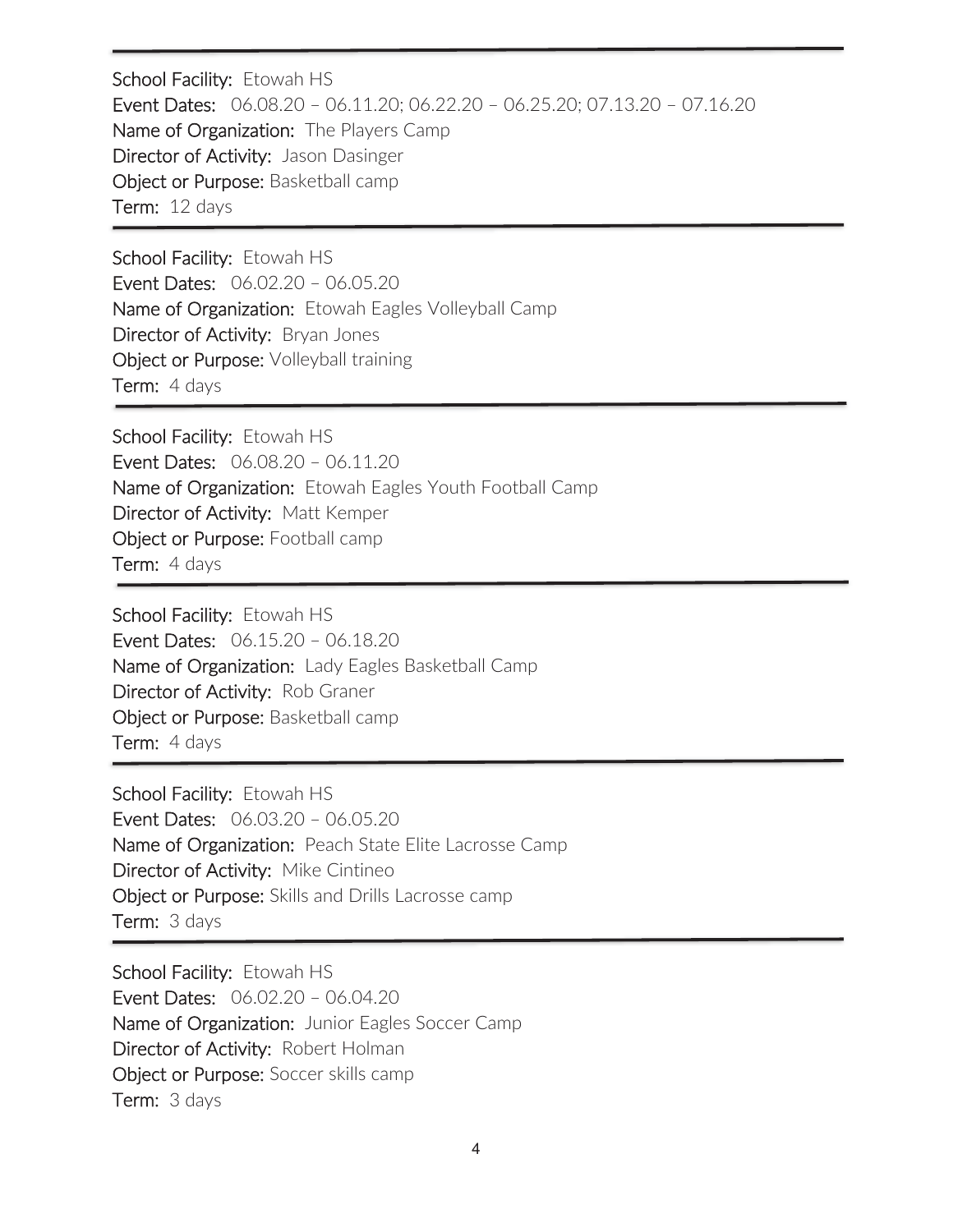---

**School Facility:** Etowah HS
**Event Dates:** 06.08.20 – 06.11.20; 06.22.20 – 06.25.20; 07.13.20 – 07.16.20
**Name of Organization:** The Players Camp
**Director of Activity:** Jason Dasinger
**Object or Purpose:** Basketball camp
**Term:** 12 days

---

**School Facility:** Etowah HS
**Event Dates:** 06.02.20 – 06.05.20
**Name of Organization:** Etowah Eagles Volleyball Camp
**Director of Activity:** Bryan Jones
**Object or Purpose:** Volleyball training
**Term:** 4 days

---

**School Facility:** Etowah HS
**Event Dates:** 06.08.20 – 06.11.20
**Name of Organization:** Etowah Eagles Youth Football Camp
**Director of Activity:** Matt Kemper
**Object or Purpose:** Football camp
**Term:** 4 days

---

**School Facility:** Etowah HS
**Event Dates:** 06.15.20 – 06.18.20
**Name of Organization:** Lady Eagles Basketball Camp
**Director of Activity:** Rob Graner
**Object or Purpose:** Basketball camp
**Term:** 4 days

---

**School Facility:** Etowah HS
**Event Dates:** 06.03.20 – 06.05.20
**Name of Organization:** Peach State Elite Lacrosse Camp
**Director of Activity:** Mike Cintineo
**Object or Purpose:** Skills and Drills Lacrosse camp
**Term:** 3 days

---

**School Facility:** Etowah HS
**Event Dates:** 06.02.20 – 06.04.20
**Name of Organization:** Junior Eagles Soccer Camp
**Director of Activity:** Robert Holman
**Object or Purpose:** Soccer skills camp
**Term:** 3 days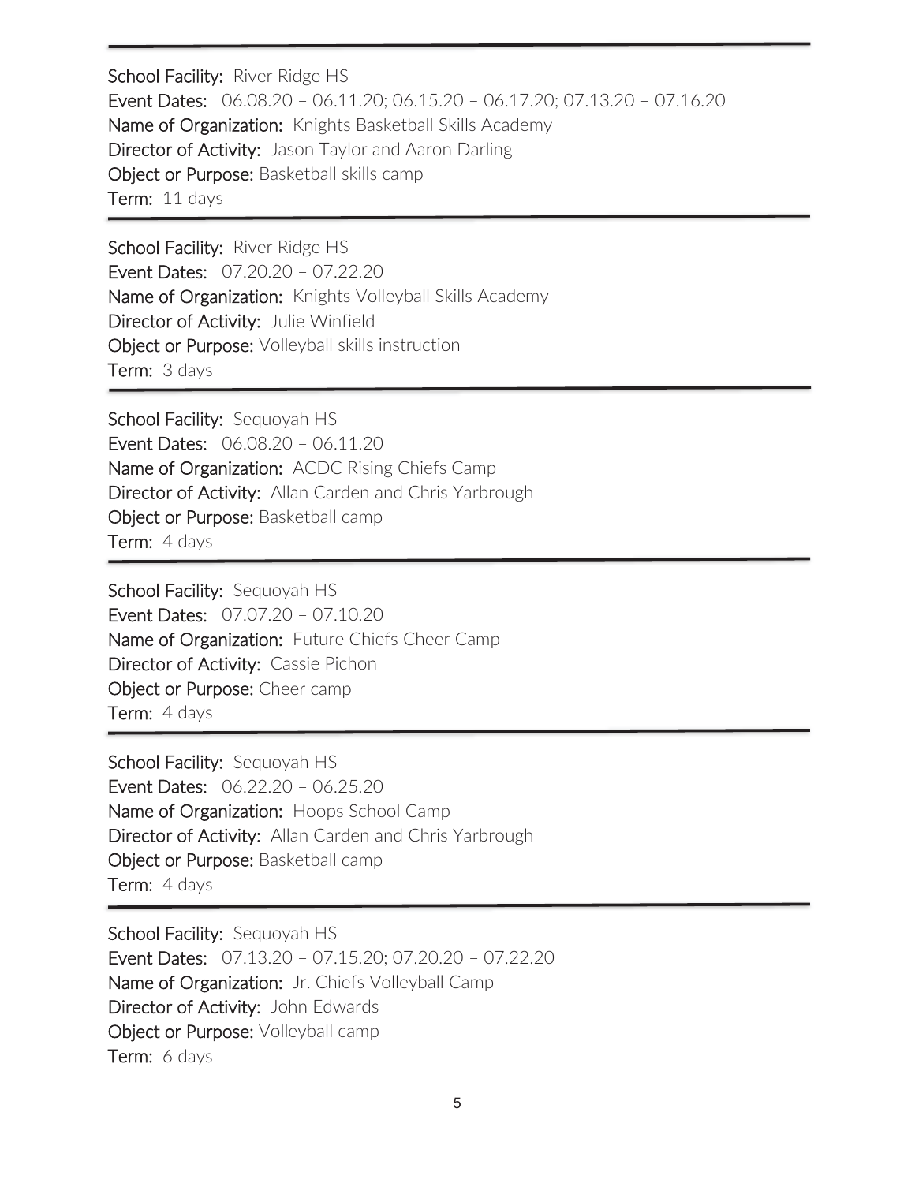---

**School Facility:** River Ridge HS
**Event Dates:** 06.08.20 – 06.11.20; 06.15.20 – 06.17.20; 07.13.20 – 07.16.20
**Name of Organization:** Knights Basketball Skills Academy
**Director of Activity:** Jason Taylor and Aaron Darling
**Object or Purpose:** Basketball skills camp
**Term:** 11 days

---

**School Facility:** River Ridge HS
**Event Dates:** 07.20.20 – 07.22.20
**Name of Organization:** Knights Volleyball Skills Academy
**Director of Activity:** Julie Winfield
**Object or Purpose:** Volleyball skills instruction
**Term:** 3 days

---

**School Facility:** Sequoyah HS
**Event Dates:** 06.08.20 – 06.11.20
**Name of Organization:** ACDC Rising Chiefs Camp
**Director of Activity:** Allan Carden and Chris Yarbrough
**Object or Purpose:** Basketball camp
**Term:** 4 days

---

**School Facility:** Sequoyah HS
**Event Dates:** 07.07.20 – 07.10.20
**Name of Organization:** Future Chiefs Cheer Camp
**Director of Activity:** Cassie Pichon
**Object or Purpose:** Cheer camp
**Term:** 4 days

---

**School Facility:** Sequoyah HS
**Event Dates:** 06.22.20 – 06.25.20
**Name of Organization:** Hoops School Camp
**Director of Activity:** Allan Carden and Chris Yarbrough
**Object or Purpose:** Basketball camp
**Term:** 4 days

---

**School Facility:** Sequoyah HS
**Event Dates:** 07.13.20 – 07.15.20; 07.20.20 – 07.22.20
**Name of Organization:** Jr. Chiefs Volleyball Camp
**Director of Activity:** John Edwards
**Object or Purpose:** Volleyball camp
**Term:** 6 days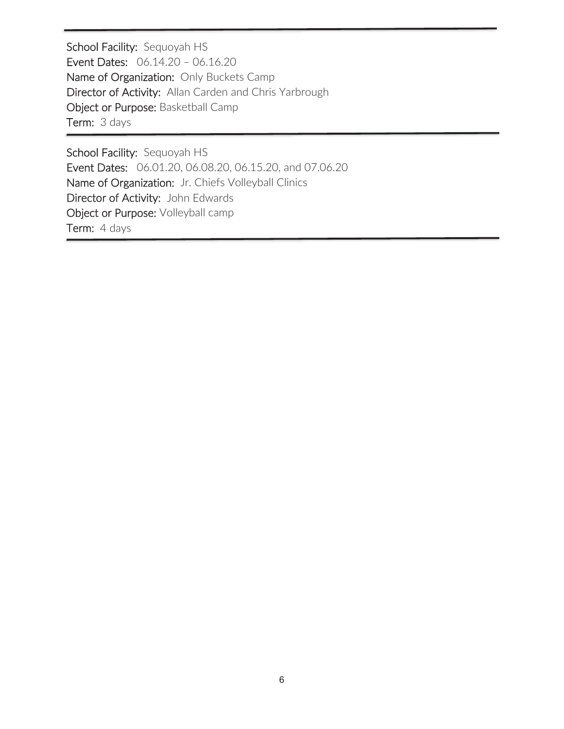---

School Facility: Sequoyah HS
Event Dates: 06.14.20 – 06.16.20
Name of Organization: Only Buckets Camp
Director of Activity: Allan Carden and Chris Yarbrough
Object or Purpose: Basketball Camp
Term: 3 days

---

School Facility: Sequoyah HS
Event Dates: 06.01.20, 06.08.20, 06.15.20, and 07.06.20
Name of Organization: Jr. Chiefs Volleyball Clinics
Director of Activity: John Edwards
Object or Purpose: Volleyball camp
Term: 4 days

---